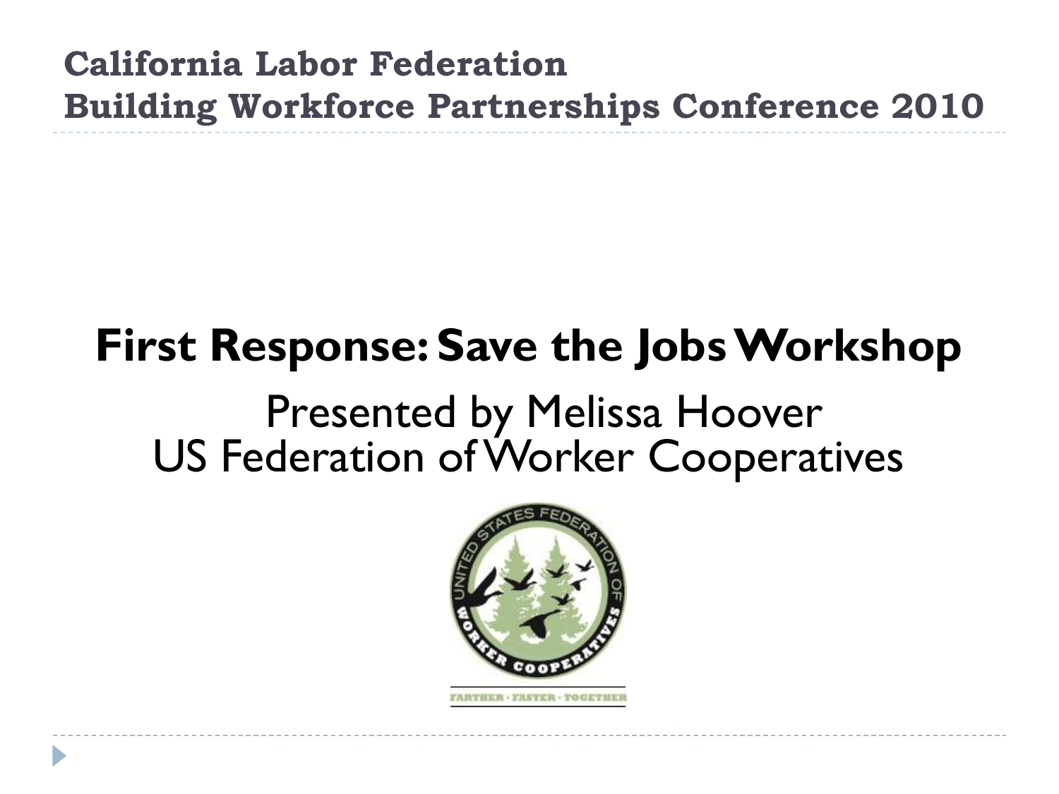**California Labor Federation**
**Building Workforce Partnerships Conference 2010**

# First Response: Save the Jobs Workshop

Presented by Melissa Hoover
US Federation of Worker Cooperatives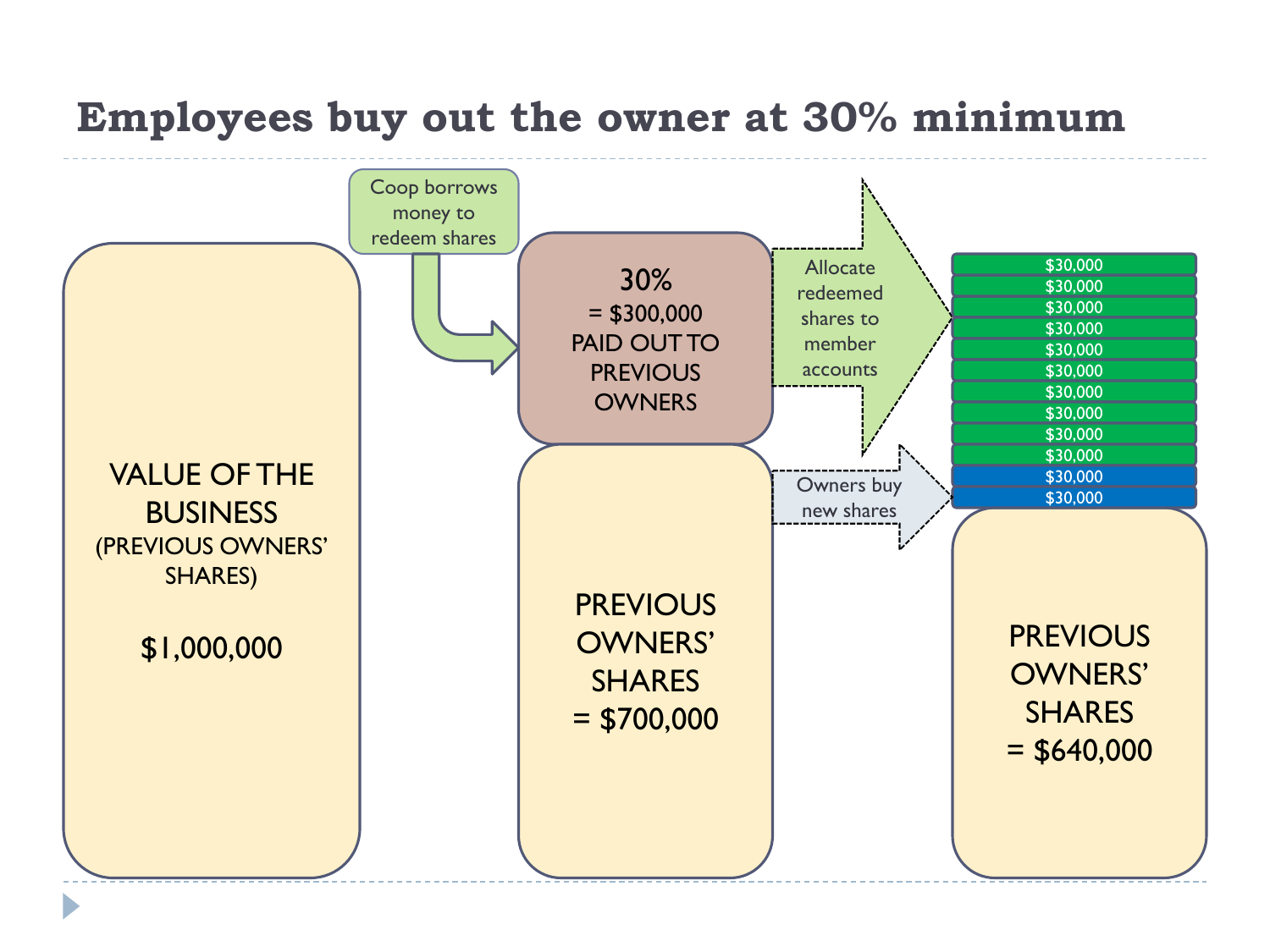# Employees buy out the owner at 30% minimum

VALUE OF THE BUSINESS
(PREVIOUS OWNERS' SHARES)

$1,000,000

Coop borrows money to redeem shares

30%
= $300,000
PAID OUT TO PREVIOUS OWNERS

PREVIOUS OWNERS' SHARES
= $700,000

Allocate redeemed shares to member accounts

Owners buy new shares

$30,000
$30,000
$30,000
$30,000
$30,000
$30,000
$30,000
$30,000
$30,000
$30,000
$30,000
$30,000

PREVIOUS OWNERS' SHARES
= $640,000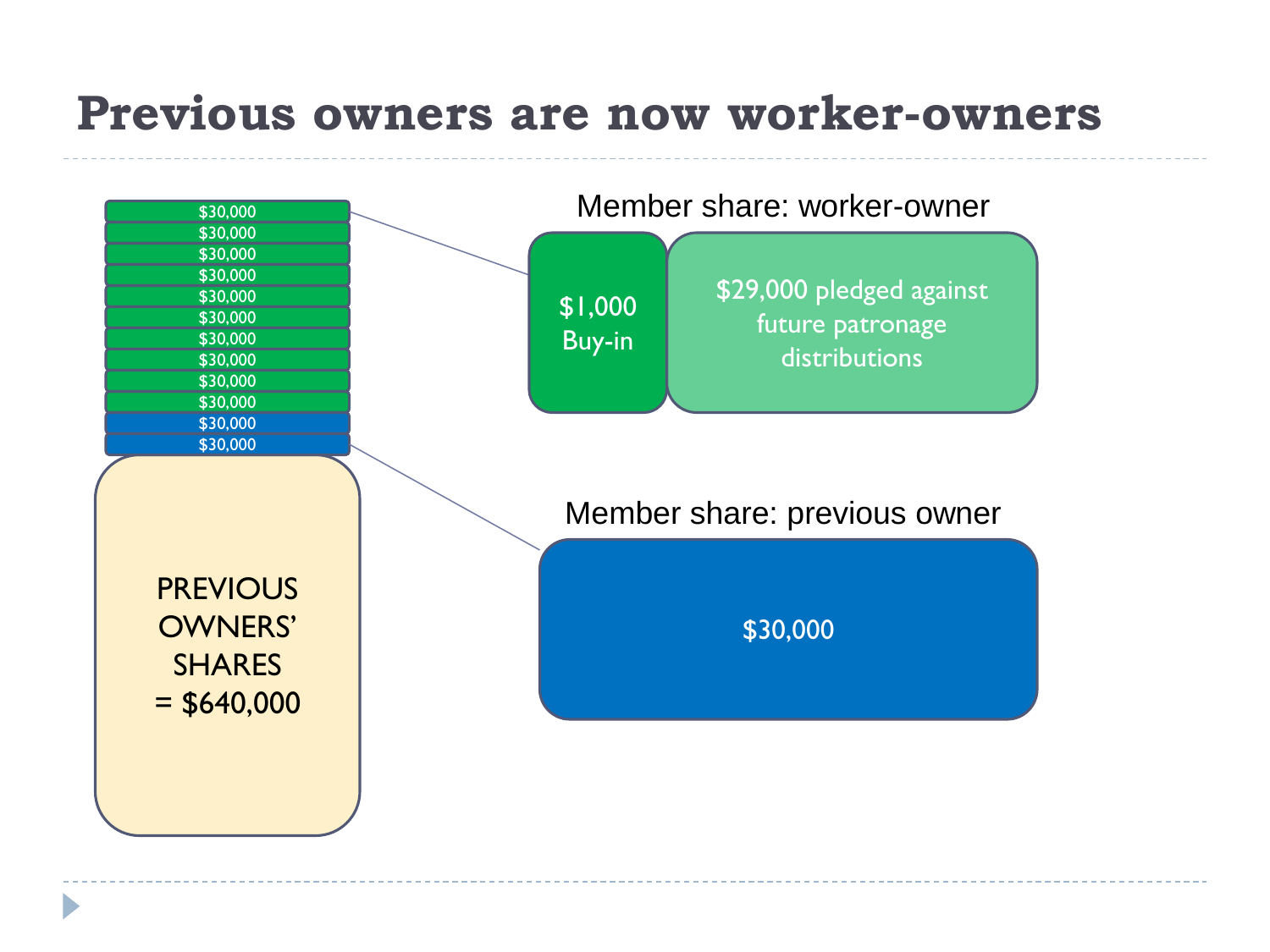# Previous owners are now worker-owners

| |
|---|
| $30,000 |
| $30,000 |
| $30,000 |
| $30,000 |
| $30,000 |
| $30,000 |
| $30,000 |
| $30,000 |
| $30,000 |
| $30,000 |
| $30,000 |
| $30,000 |

PREVIOUS OWNERS' SHARES = $640,000

**Member share: worker-owner**

| $1,000 Buy-in | $29,000 pledged against future patronage distributions |
|---|---|

**Member share: previous owner**

$30,000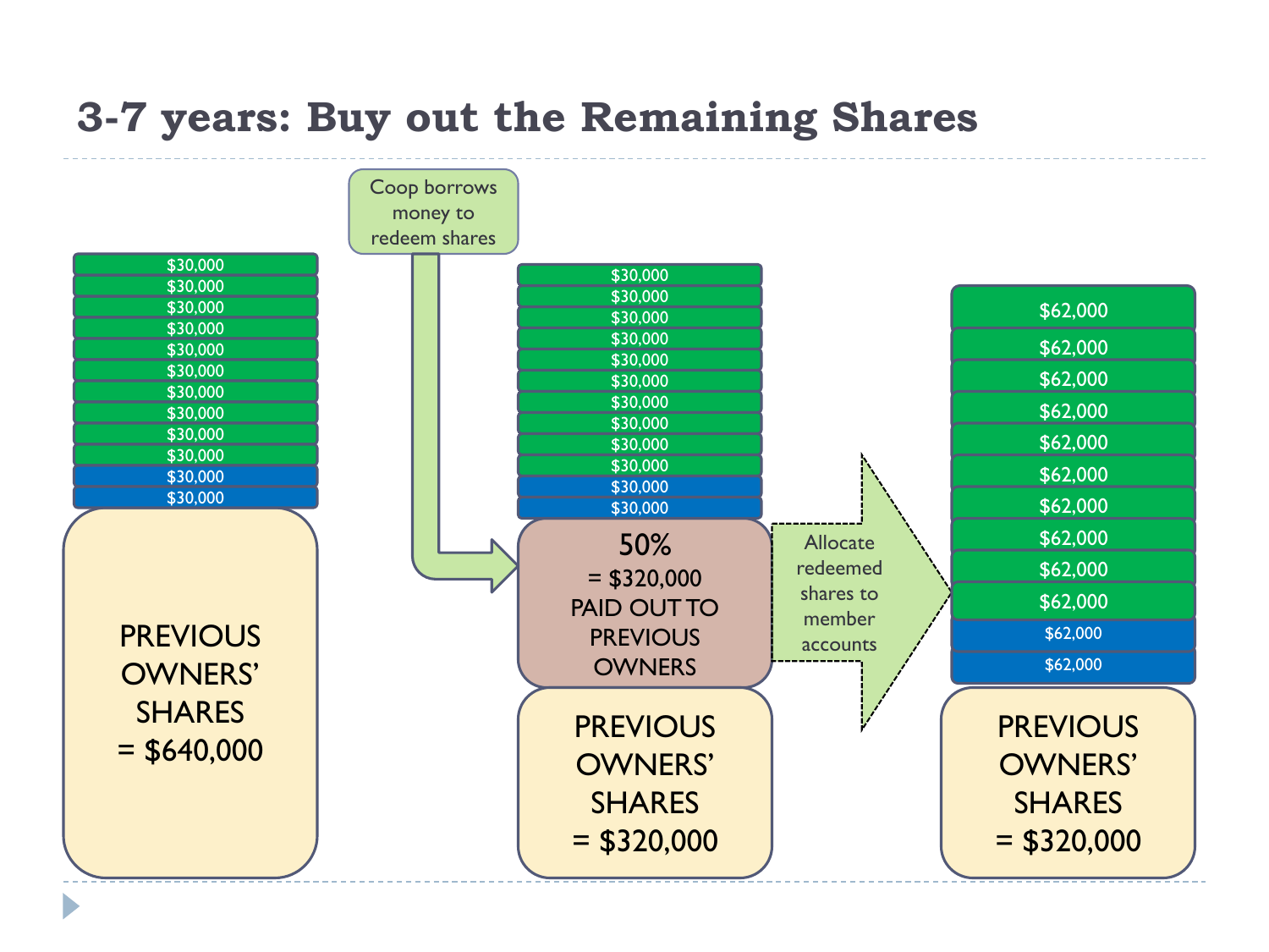# 3-7 years: Buy out the Remaining Shares

$30,000
$30,000
$30,000
$30,000
$30,000
$30,000
$30,000
$30,000
$30,000
$30,000
$30,000
$30,000

PREVIOUS OWNERS' SHARES = $640,000

Coop borrows money to redeem shares

$30,000
$30,000
$30,000
$30,000
$30,000
$30,000
$30,000
$30,000
$30,000
$30,000
$30,000
$30,000

50% = $320,000 PAID OUT TO PREVIOUS OWNERS

PREVIOUS OWNERS' SHARES = $320,000

Allocate redeemed shares to member accounts

$62,000
$62,000
$62,000
$62,000
$62,000
$62,000
$62,000
$62,000
$62,000
$62,000
$62,000
$62,000

PREVIOUS OWNERS' SHARES = $320,000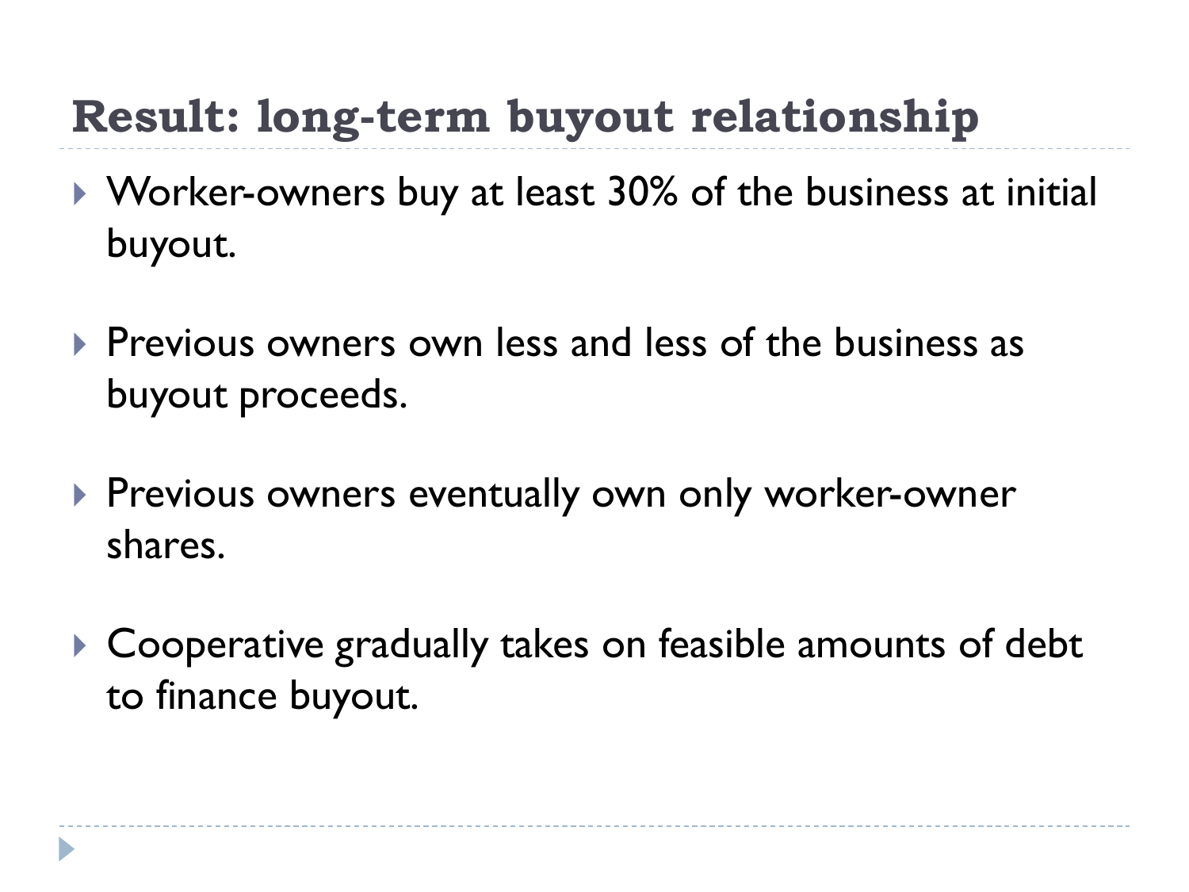## Result: long-term buyout relationship

- Worker-owners buy at least 30% of the business at initial buyout.
- Previous owners own less and less of the business as buyout proceeds.
- Previous owners eventually own only worker-owner shares.
- Cooperative gradually takes on feasible amounts of debt to finance buyout.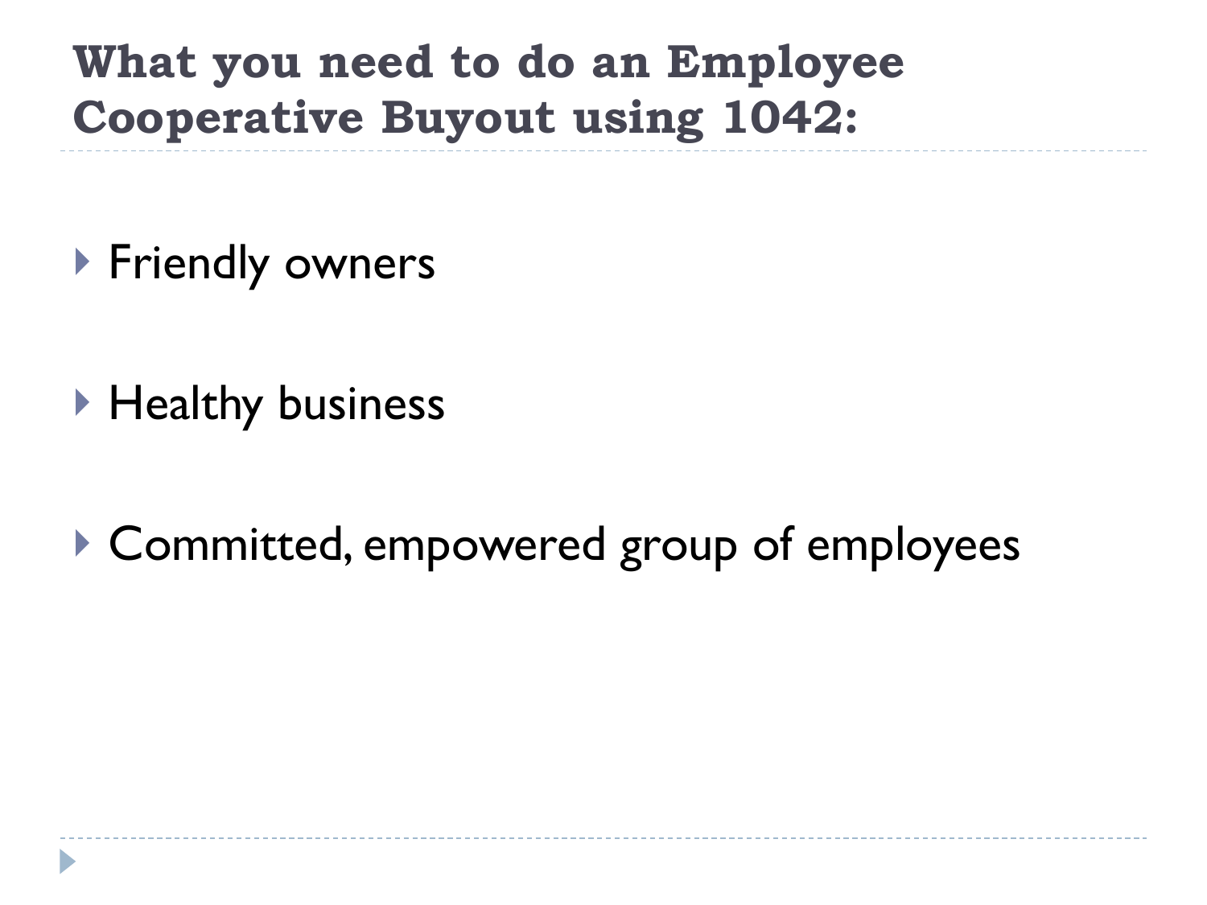# What you need to do an Employee Cooperative Buyout using 1042:

- Friendly owners
- Healthy business
- Committed, empowered group of employees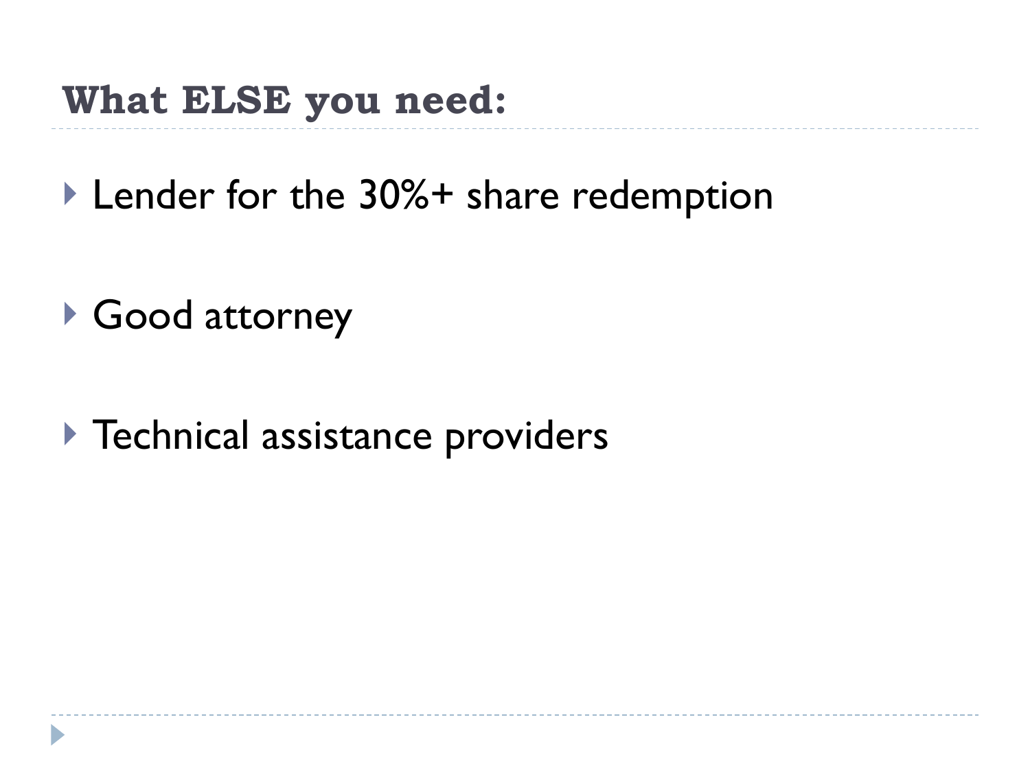## What ELSE you need:

- Lender for the 30%+ share redemption
- Good attorney
- Technical assistance providers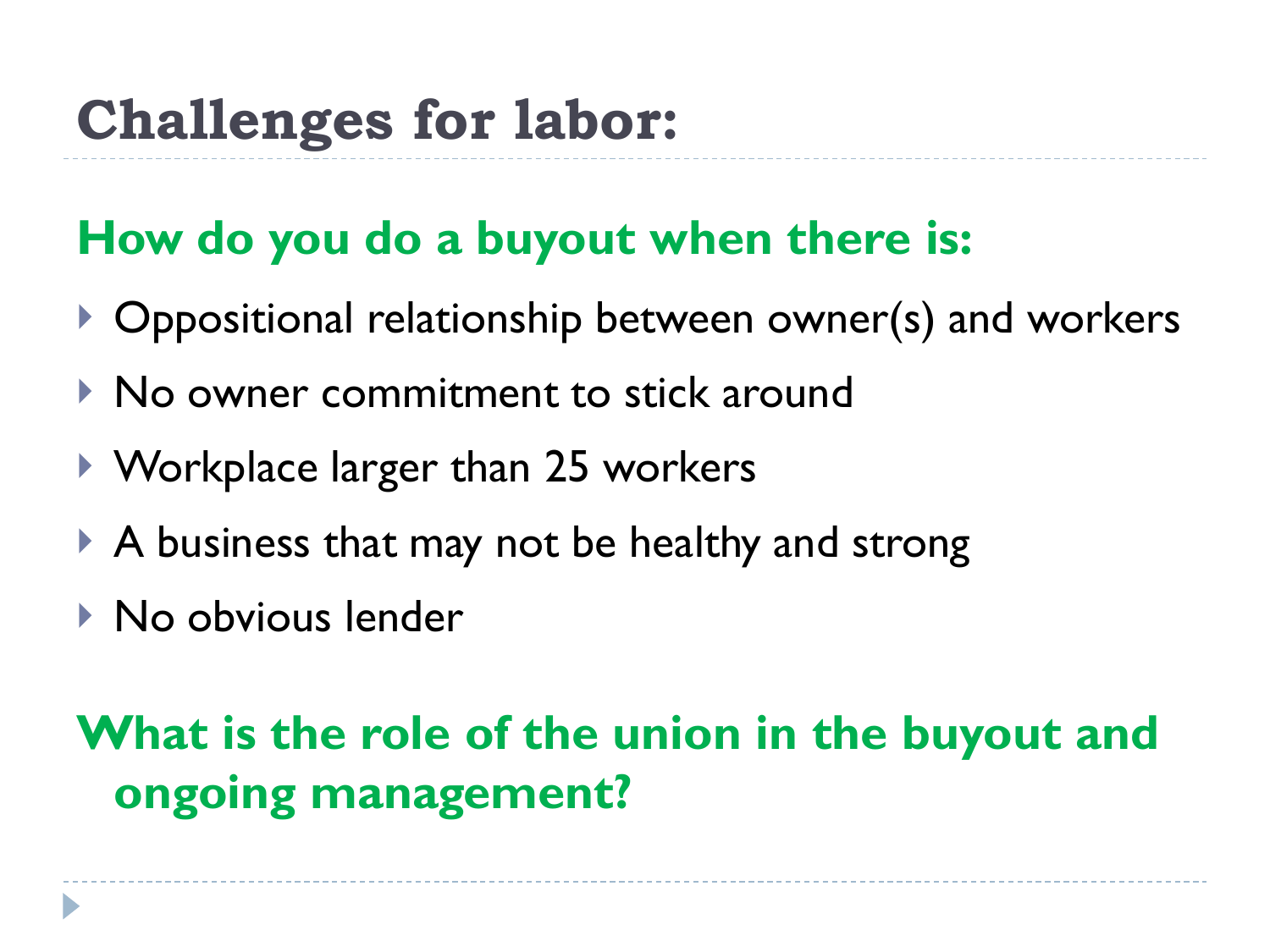# Challenges for labor:

**How do you do a buyout when there is:**

- Oppositional relationship between owner(s) and workers
- No owner commitment to stick around
- Workplace larger than 25 workers
- A business that may not be healthy and strong
- No obvious lender

**What is the role of the union in the buyout and ongoing management?**